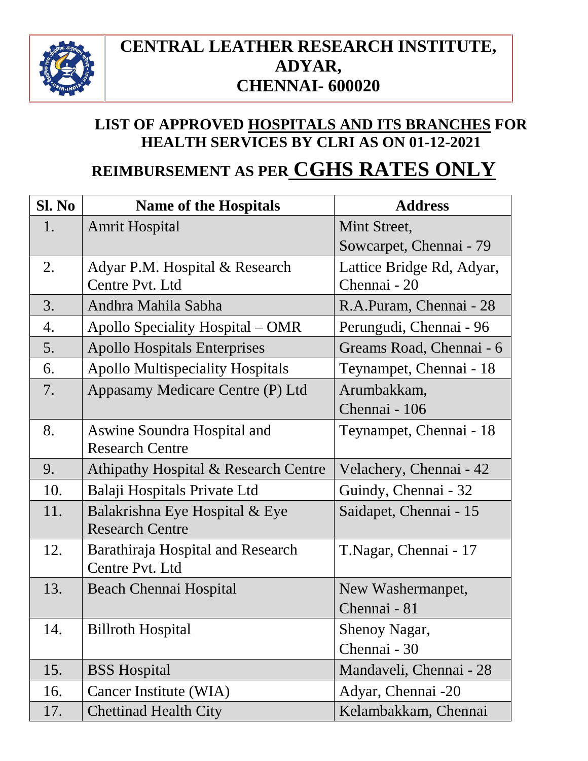# CENTRAL LEATHER RESEARCH INSTITUTE, ADYAR, CHENNAI- 600020

## LIST OF APPROVED HOSPITALS AND ITS BRANCHES FOR HEALTH SERVICES BY CLRI AS ON 01-12-2021

## REIMBURSEMENT AS PER CGHS RATES ONLY

| Sl. No | Name of the Hospitals | Address |
|---|---|---|
| 1. | Amrit Hospital | Mint Street, Sowcarpet, Chennai - 79 |
| 2. | Adyar P.M. Hospital & Research Centre Pvt. Ltd | Lattice Bridge Rd, Adyar, Chennai - 20 |
| 3. | Andhra Mahila Sabha | R.A.Puram, Chennai - 28 |
| 4. | Apollo Speciality Hospital – OMR | Perungudi, Chennai - 96 |
| 5. | Apollo Hospitals Enterprises | Greams Road, Chennai - 6 |
| 6. | Apollo Multispeciality Hospitals | Teynampet, Chennai - 18 |
| 7. | Appasamy Medicare Centre (P) Ltd | Arumbakkam, Chennai - 106 |
| 8. | Aswine Soundra Hospital and Research Centre | Teynampet, Chennai - 18 |
| 9. | Athipathy Hospital & Research Centre | Velachery, Chennai - 42 |
| 10. | Balaji Hospitals Private Ltd | Guindy, Chennai - 32 |
| 11. | Balakrishna Eye Hospital & Eye Research Centre | Saidapet, Chennai - 15 |
| 12. | Barathiraja Hospital and Research Centre Pvt. Ltd | T.Nagar, Chennai - 17 |
| 13. | Beach Chennai Hospital | New Washermanpet, Chennai - 81 |
| 14. | Billroth Hospital | Shenoy Nagar, Chennai - 30 |
| 15. | BSS Hospital | Mandaveli, Chennai - 28 |
| 16. | Cancer Institute (WIA) | Adyar, Chennai -20 |
| 17. | Chettinad Health City | Kelambakkam, Chennai |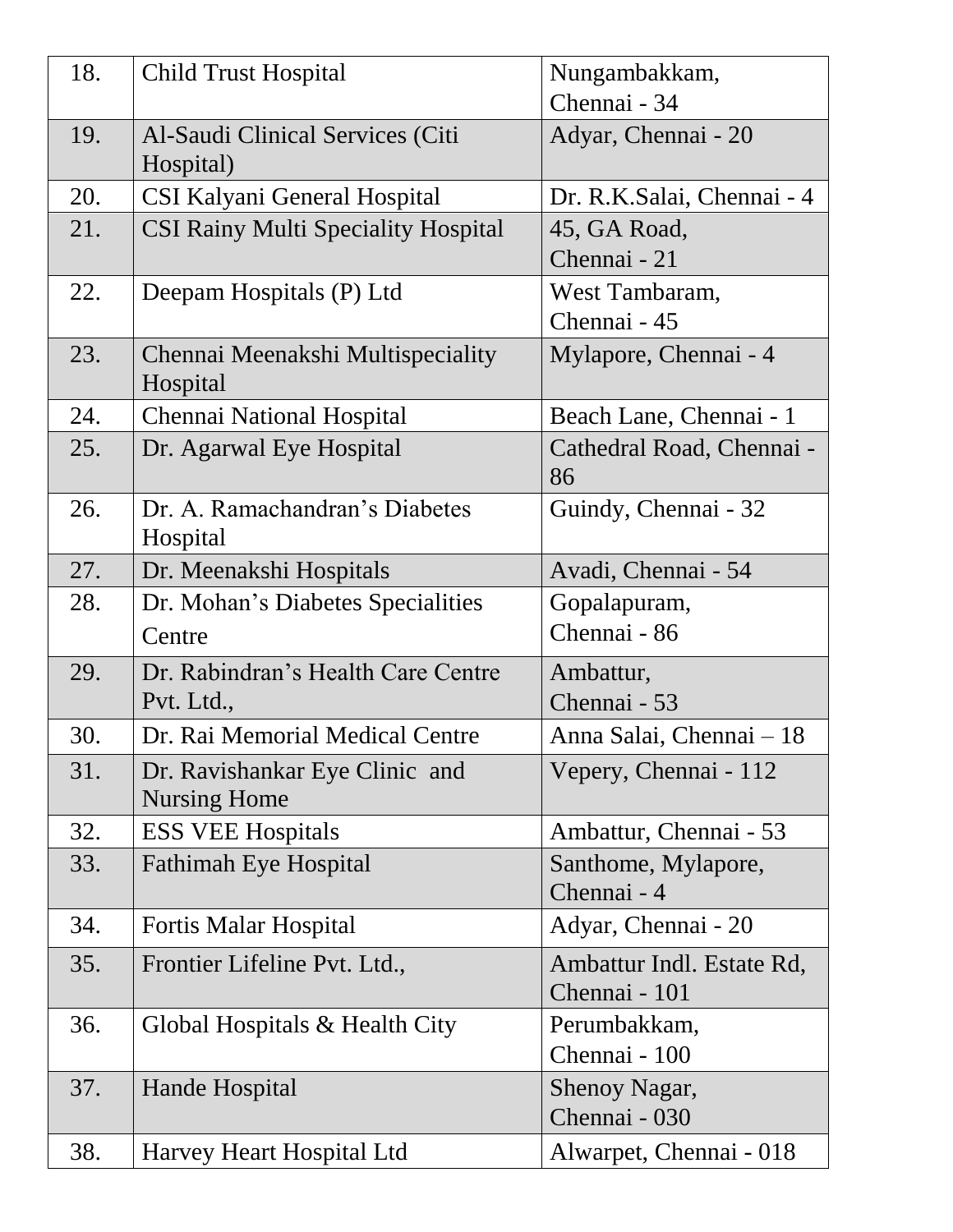| 18. | Child Trust Hospital | Nungambakkam, Chennai - 34 |
|---|---|---|
| 19. | Al-Saudi Clinical Services (Citi Hospital) | Adyar, Chennai - 20 |
| 20. | CSI Kalyani General Hospital | Dr. R.K.Salai, Chennai - 4 |
| 21. | CSI Rainy Multi Speciality Hospital | 45, GA Road, Chennai - 21 |
| 22. | Deepam Hospitals (P) Ltd | West Tambaram, Chennai - 45 |
| 23. | Chennai Meenakshi Multispeciality Hospital | Mylapore, Chennai - 4 |
| 24. | Chennai National Hospital | Beach Lane, Chennai - 1 |
| 25. | Dr. Agarwal Eye Hospital | Cathedral Road, Chennai - 86 |
| 26. | Dr. A. Ramachandran's Diabetes Hospital | Guindy, Chennai - 32 |
| 27. | Dr. Meenakshi Hospitals | Avadi, Chennai - 54 |
| 28. | Dr. Mohan's Diabetes Specialities Centre | Gopalapuram, Chennai - 86 |
| 29. | Dr. Rabindran's Health Care Centre Pvt. Ltd., | Ambattur, Chennai - 53 |
| 30. | Dr. Rai Memorial Medical Centre | Anna Salai, Chennai – 18 |
| 31. | Dr. Ravishankar Eye Clinic and Nursing Home | Vepery, Chennai - 112 |
| 32. | ESS VEE Hospitals | Ambattur, Chennai - 53 |
| 33. | Fathimah Eye Hospital | Santhome, Mylapore, Chennai - 4 |
| 34. | Fortis Malar Hospital | Adyar, Chennai - 20 |
| 35. | Frontier Lifeline Pvt. Ltd., | Ambattur Indl. Estate Rd, Chennai - 101 |
| 36. | Global Hospitals & Health City | Perumbakkam, Chennai - 100 |
| 37. | Hande Hospital | Shenoy Nagar, Chennai - 030 |
| 38. | Harvey Heart Hospital Ltd | Alwarpet, Chennai - 018 |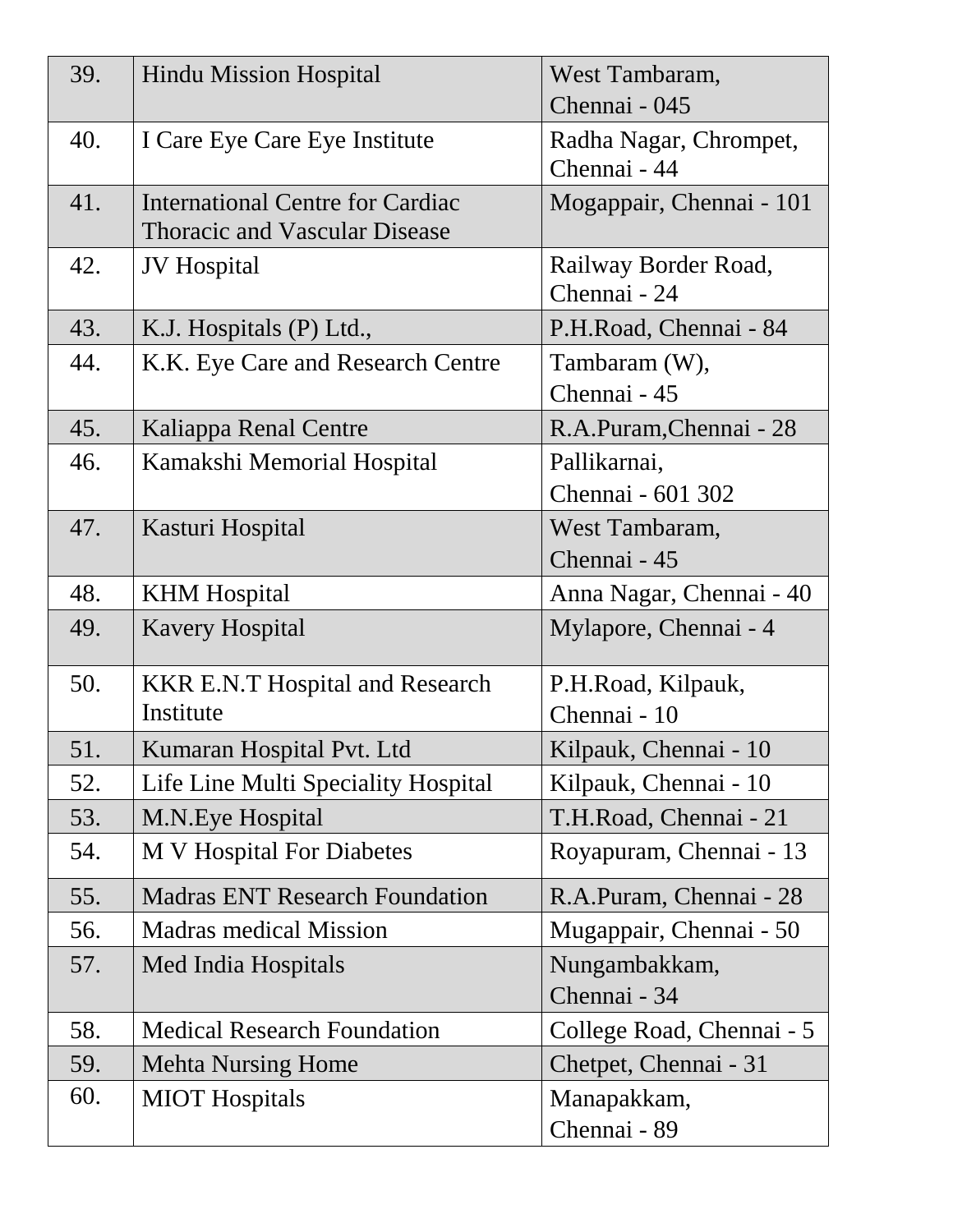| 39. | Hindu Mission Hospital | West Tambaram, Chennai - 045 |
|---|---|---|
| 40. | I Care Eye Care Eye Institute | Radha Nagar, Chrompet, Chennai - 44 |
| 41. | International Centre for Cardiac Thoracic and Vascular Disease | Mogappair, Chennai - 101 |
| 42. | JV Hospital | Railway Border Road, Chennai - 24 |
| 43. | K.J. Hospitals (P) Ltd., | P.H.Road, Chennai - 84 |
| 44. | K.K. Eye Care and Research Centre | Tambaram (W), Chennai - 45 |
| 45. | Kaliappa Renal Centre | R.A.Puram,Chennai - 28 |
| 46. | Kamakshi Memorial Hospital | Pallikarnai, Chennai - 601 302 |
| 47. | Kasturi Hospital | West Tambaram, Chennai - 45 |
| 48. | KHM Hospital | Anna Nagar, Chennai - 40 |
| 49. | Kavery Hospital | Mylapore, Chennai - 4 |
| 50. | KKR E.N.T Hospital and Research Institute | P.H.Road, Kilpauk, Chennai - 10 |
| 51. | Kumaran Hospital Pvt. Ltd | Kilpauk, Chennai - 10 |
| 52. | Life Line Multi Speciality Hospital | Kilpauk, Chennai - 10 |
| 53. | M.N.Eye Hospital | T.H.Road, Chennai - 21 |
| 54. | M V Hospital For Diabetes | Royapuram, Chennai - 13 |
| 55. | Madras ENT Research Foundation | R.A.Puram, Chennai - 28 |
| 56. | Madras medical Mission | Mugappair, Chennai - 50 |
| 57. | Med India Hospitals | Nungambakkam, Chennai - 34 |
| 58. | Medical Research Foundation | College Road, Chennai - 5 |
| 59. | Mehta Nursing Home | Chetpet, Chennai - 31 |
| 60. | MIOT Hospitals | Manapakkam, Chennai - 89 |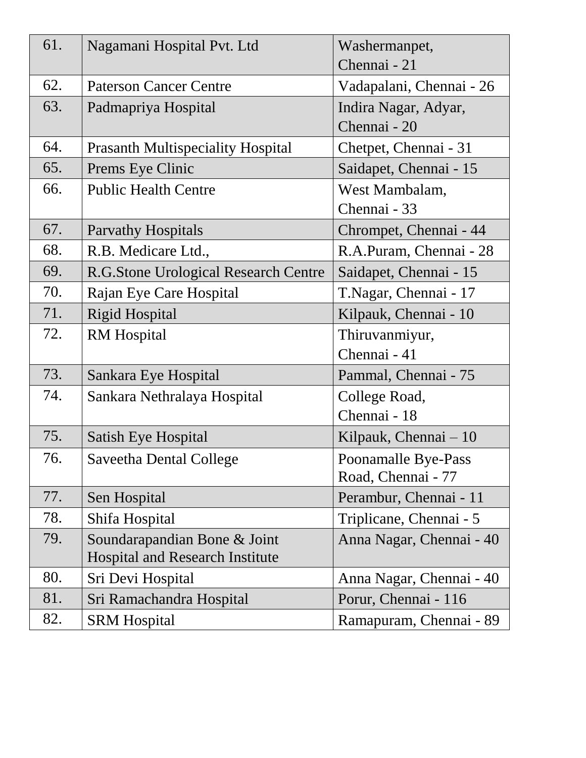| | | |
|---|---|---|
| 61. | Nagamani Hospital Pvt. Ltd | Washermanpet, Chennai - 21 |
| 62. | Paterson Cancer Centre | Vadapalani, Chennai - 26 |
| 63. | Padmapriya Hospital | Indira Nagar, Adyar, Chennai - 20 |
| 64. | Prasanth Multispeciality Hospital | Chetpet, Chennai - 31 |
| 65. | Prems Eye Clinic | Saidapet, Chennai - 15 |
| 66. | Public Health Centre | West Mambalam, Chennai - 33 |
| 67. | Parvathy Hospitals | Chrompet, Chennai - 44 |
| 68. | R.B. Medicare Ltd., | R.A.Puram, Chennai - 28 |
| 69. | R.G.Stone Urological Research Centre | Saidapet, Chennai - 15 |
| 70. | Rajan Eye Care Hospital | T.Nagar, Chennai - 17 |
| 71. | Rigid Hospital | Kilpauk, Chennai - 10 |
| 72. | RM Hospital | Thiruvanmiyur, Chennai - 41 |
| 73. | Sankara Eye Hospital | Pammal, Chennai - 75 |
| 74. | Sankara Nethralaya Hospital | College Road, Chennai - 18 |
| 75. | Satish Eye Hospital | Kilpauk, Chennai – 10 |
| 76. | Saveetha Dental College | Poonamalle Bye-Pass Road, Chennai - 77 |
| 77. | Sen Hospital | Perambur, Chennai - 11 |
| 78. | Shifa Hospital | Triplicane, Chennai - 5 |
| 79. | Soundarapandian Bone & Joint Hospital and Research Institute | Anna Nagar, Chennai - 40 |
| 80. | Sri Devi Hospital | Anna Nagar, Chennai - 40 |
| 81. | Sri Ramachandra Hospital | Porur, Chennai - 116 |
| 82. | SRM Hospital | Ramapuram, Chennai - 89 |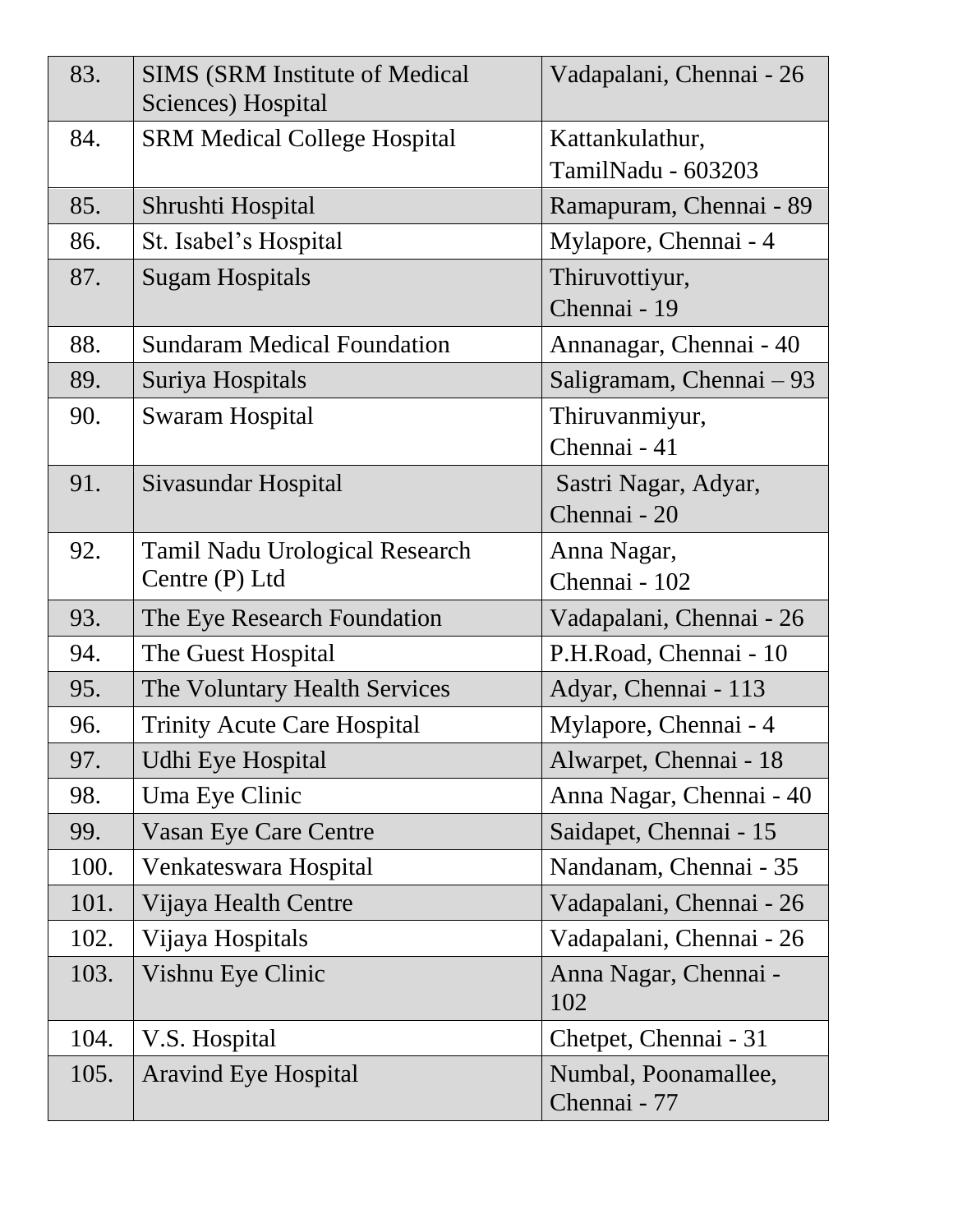| 83. | SIMS (SRM Institute of Medical Sciences) Hospital | Vadapalani, Chennai - 26 |
|---|---|---|
| 84. | SRM Medical College Hospital | Kattankulathur, TamilNadu - 603203 |
| 85. | Shrushti Hospital | Ramapuram, Chennai - 89 |
| 86. | St. Isabel’s Hospital | Mylapore, Chennai - 4 |
| 87. | Sugam Hospitals | Thiruvottiyur, Chennai - 19 |
| 88. | Sundaram Medical Foundation | Annanagar, Chennai - 40 |
| 89. | Suriya Hospitals | Saligramam, Chennai – 93 |
| 90. | Swaram Hospital | Thiruvanmiyur, Chennai - 41 |
| 91. | Sivasundar Hospital | Sastri Nagar, Adyar, Chennai - 20 |
| 92. | Tamil Nadu Urological Research Centre (P) Ltd | Anna Nagar, Chennai - 102 |
| 93. | The Eye Research Foundation | Vadapalani, Chennai - 26 |
| 94. | The Guest Hospital | P.H.Road, Chennai - 10 |
| 95. | The Voluntary Health Services | Adyar, Chennai - 113 |
| 96. | Trinity Acute Care Hospital | Mylapore, Chennai - 4 |
| 97. | Udhi Eye Hospital | Alwarpet, Chennai - 18 |
| 98. | Uma Eye Clinic | Anna Nagar, Chennai - 40 |
| 99. | Vasan Eye Care Centre | Saidapet, Chennai - 15 |
| 100. | Venkateswara Hospital | Nandanam, Chennai - 35 |
| 101. | Vijaya Health Centre | Vadapalani, Chennai - 26 |
| 102. | Vijaya Hospitals | Vadapalani, Chennai - 26 |
| 103. | Vishnu Eye Clinic | Anna Nagar, Chennai - 102 |
| 104. | V.S. Hospital | Chetpet, Chennai - 31 |
| 105. | Aravind Eye Hospital | Numbal, Poonamallee, Chennai - 77 |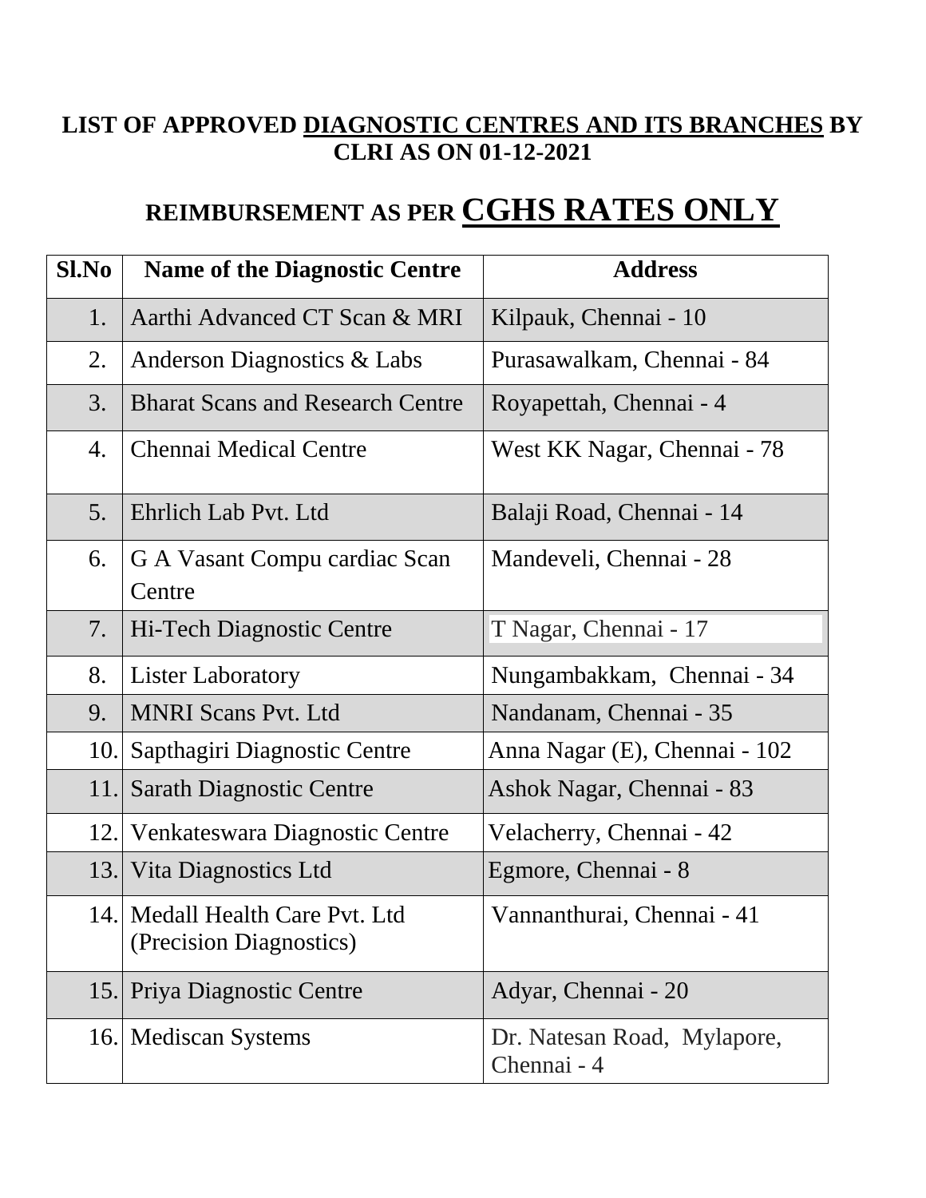**LIST OF APPROVED DIAGNOSTIC CENTRES AND ITS BRANCHES BY CLRI AS ON 01-12-2021**

## REIMBURSEMENT AS PER CGHS RATES ONLY

| Sl.No | Name of the Diagnostic Centre | Address |
|---|---|---|
| 1. | Aarthi Advanced CT Scan & MRI | Kilpauk, Chennai - 10 |
| 2. | Anderson Diagnostics & Labs | Purasawalkam, Chennai - 84 |
| 3. | Bharat Scans and Research Centre | Royapettah, Chennai - 4 |
| 4. | Chennai Medical Centre | West KK Nagar, Chennai - 78 |
| 5. | Ehrlich Lab Pvt. Ltd | Balaji Road, Chennai - 14 |
| 6. | G A Vasant Compu cardiac Scan Centre | Mandeveli, Chennai - 28 |
| 7. | Hi-Tech Diagnostic Centre | T Nagar, Chennai - 17 |
| 8. | Lister Laboratory | Nungambakkam, Chennai - 34 |
| 9. | MNRI Scans Pvt. Ltd | Nandanam, Chennai - 35 |
| 10. | Sapthagiri Diagnostic Centre | Anna Nagar (E), Chennai - 102 |
| 11. | Sarath Diagnostic Centre | Ashok Nagar, Chennai - 83 |
| 12. | Venkateswara Diagnostic Centre | Velacherry, Chennai - 42 |
| 13. | Vita Diagnostics Ltd | Egmore, Chennai - 8 |
| 14. | Medall Health Care Pvt. Ltd (Precision Diagnostics) | Vannanthurai, Chennai - 41 |
| 15. | Priya Diagnostic Centre | Adyar, Chennai - 20 |
| 16. | Mediscan Systems | Dr. Natesan Road, Mylapore, Chennai - 4 |